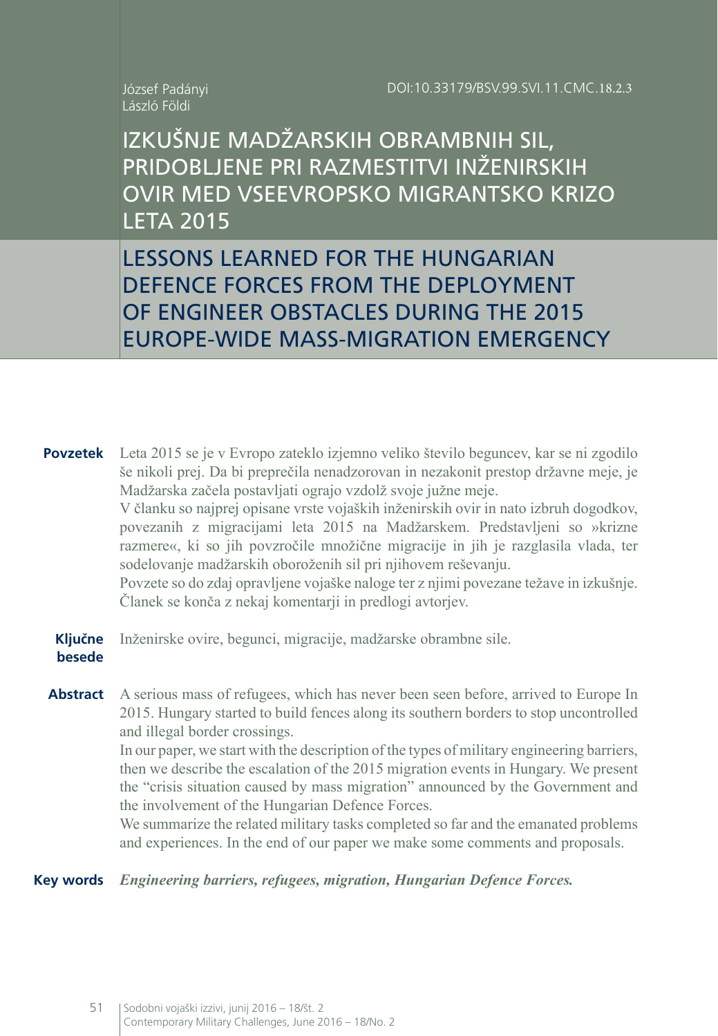József Padányi
László Földi

DOI:10.33179/BSV.99.SVI.11.CMC.18.2.3

# IZKUŠNJE MADŽARSKIH OBRAMBNIH SIL, PRIDOBLJENE PRI RAZMESTITVI INŽENIRSKIH OVIR MED VSEEVROPSKO MIGRANTSKO KRIZO LETA 2015

# LESSONS LEARNED FOR THE HUNGARIAN DEFENCE FORCES FROM THE DEPLOYMENT OF ENGINEER OBSTACLES DURING THE 2015 EUROPE-WIDE MASS-MIGRATION EMERGENCY

**Povzetek** Leta 2015 se je v Evropo zateklo izjemno veliko število beguncev, kar se ni zgodilo še nikoli prej. Da bi preprečila nenadzorovan in nezakonit prestop državne meje, je Madžarska začela postavljati ograjo vzdolž svoje južne meje.

V članku so najprej opisane vrste vojaških inženirskih ovir in nato izbruh dogodkov, povezanih z migracijami leta 2015 na Madžarskem. Predstavljeni so »krizne razmere«, ki so jih povzročile množične migracije in jih je razglasila vlada, ter sodelovanje madžarskih oboroženih sil pri njihovem reševanju.

Povzete so do zdaj opravljene vojaške naloge ter z njimi povezane težave in izkušnje. Članek se konča z nekaj komentarji in predlogi avtorjev.

**Ključne besede** Inženirske ovire, begunci, migracije, madžarske obrambne sile.

**Abstract** A serious mass of refugees, which has never been seen before, arrived to Europe In 2015. Hungary started to build fences along its southern borders to stop uncontrolled and illegal border crossings.

In our paper, we start with the description of the types of military engineering barriers, then we describe the escalation of the 2015 migration events in Hungary. We present the “crisis situation caused by mass migration” announced by the Government and the involvement of the Hungarian Defence Forces.

We summarize the related military tasks completed so far and the emanated problems and experiences. In the end of our paper we make some comments and proposals.

**Key words** *Engineering barriers, refugees, migration, Hungarian Defence Forces.*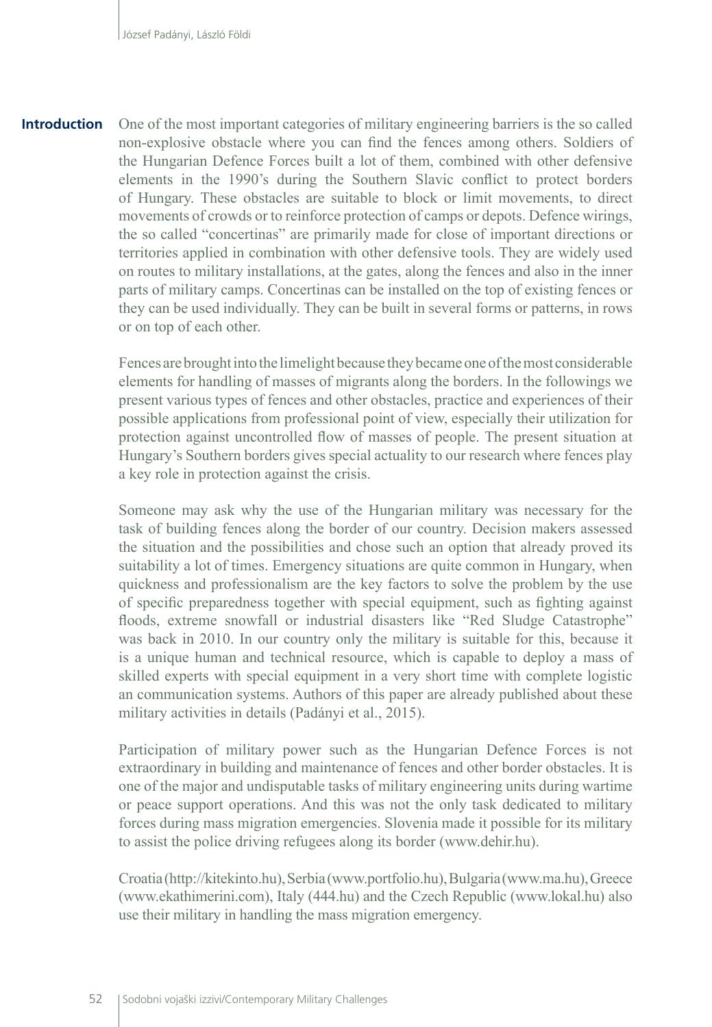## Introduction

One of the most important categories of military engineering barriers is the so called non-explosive obstacle where you can find the fences among others. Soldiers of the Hungarian Defence Forces built a lot of them, combined with other defensive elements in the 1990's during the Southern Slavic conflict to protect borders of Hungary. These obstacles are suitable to block or limit movements, to direct movements of crowds or to reinforce protection of camps or depots. Defence wirings, the so called "concertinas" are primarily made for close of important directions or territories applied in combination with other defensive tools. They are widely used on routes to military installations, at the gates, along the fences and also in the inner parts of military camps. Concertinas can be installed on the top of existing fences or they can be used individually. They can be built in several forms or patterns, in rows or on top of each other.

Fences are brought into the limelight because they became one of the most considerable elements for handling of masses of migrants along the borders. In the followings we present various types of fences and other obstacles, practice and experiences of their possible applications from professional point of view, especially their utilization for protection against uncontrolled flow of masses of people. The present situation at Hungary's Southern borders gives special actuality to our research where fences play a key role in protection against the crisis.

Someone may ask why the use of the Hungarian military was necessary for the task of building fences along the border of our country. Decision makers assessed the situation and the possibilities and chose such an option that already proved its suitability a lot of times. Emergency situations are quite common in Hungary, when quickness and professionalism are the key factors to solve the problem by the use of specific preparedness together with special equipment, such as fighting against floods, extreme snowfall or industrial disasters like "Red Sludge Catastrophe" was back in 2010. In our country only the military is suitable for this, because it is a unique human and technical resource, which is capable to deploy a mass of skilled experts with special equipment in a very short time with complete logistic an communication systems. Authors of this paper are already published about these military activities in details (Padányi et al., 2015).

Participation of military power such as the Hungarian Defence Forces is not extraordinary in building and maintenance of fences and other border obstacles. It is one of the major and undisputable tasks of military engineering units during wartime or peace support operations. And this was not the only task dedicated to military forces during mass migration emergencies. Slovenia made it possible for its military to assist the police driving refugees along its border (www.dehir.hu).

Croatia (http://kitekinto.hu), Serbia (www.portfolio.hu), Bulgaria (www.ma.hu), Greece (www.ekathimerini.com), Italy (444.hu) and the Czech Republic (www.lokal.hu) also use their military in handling the mass migration emergency.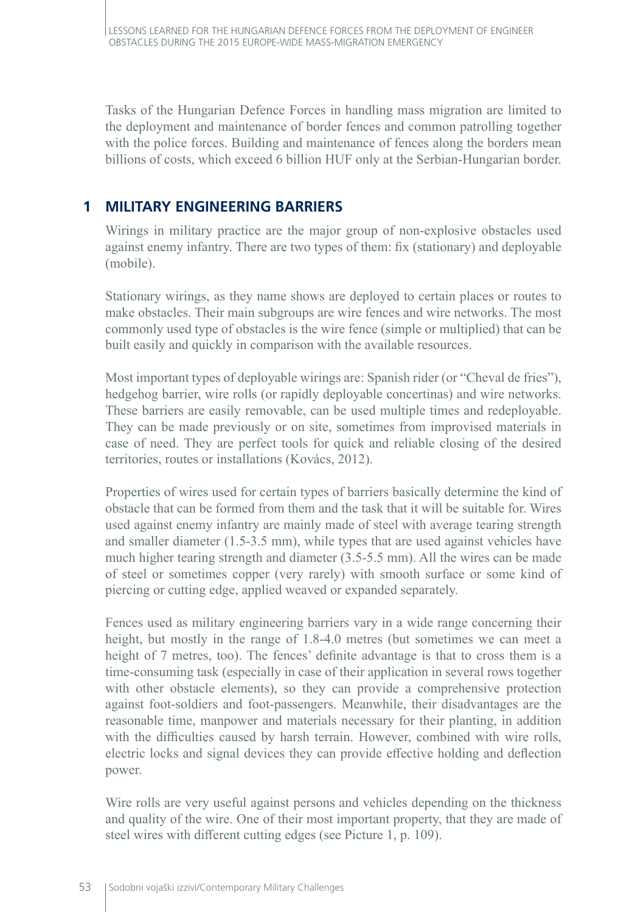Tasks of the Hungarian Defence Forces in handling mass migration are limited to the deployment and maintenance of border fences and common patrolling together with the police forces. Building and maintenance of fences along the borders mean billions of costs, which exceed 6 billion HUF only at the Serbian-Hungarian border.

## 1 MILITARY ENGINEERING BARRIERS

Wirings in military practice are the major group of non-explosive obstacles used against enemy infantry. There are two types of them: fix (stationary) and deployable (mobile).

Stationary wirings, as they name shows are deployed to certain places or routes to make obstacles. Their main subgroups are wire fences and wire networks. The most commonly used type of obstacles is the wire fence (simple or multiplied) that can be built easily and quickly in comparison with the available resources.

Most important types of deployable wirings are: Spanish rider (or "Cheval de fries"), hedgehog barrier, wire rolls (or rapidly deployable concertinas) and wire networks. These barriers are easily removable, can be used multiple times and redeployable. They can be made previously or on site, sometimes from improvised materials in case of need. They are perfect tools for quick and reliable closing of the desired territories, routes or installations (Kovács, 2012).

Properties of wires used for certain types of barriers basically determine the kind of obstacle that can be formed from them and the task that it will be suitable for. Wires used against enemy infantry are mainly made of steel with average tearing strength and smaller diameter (1.5-3.5 mm), while types that are used against vehicles have much higher tearing strength and diameter (3.5-5.5 mm). All the wires can be made of steel or sometimes copper (very rarely) with smooth surface or some kind of piercing or cutting edge, applied weaved or expanded separately.

Fences used as military engineering barriers vary in a wide range concerning their height, but mostly in the range of 1.8-4.0 metres (but sometimes we can meet a height of 7 metres, too). The fences' definite advantage is that to cross them is a time-consuming task (especially in case of their application in several rows together with other obstacle elements), so they can provide a comprehensive protection against foot-soldiers and foot-passengers. Meanwhile, their disadvantages are the reasonable time, manpower and materials necessary for their planting, in addition with the difficulties caused by harsh terrain. However, combined with wire rolls, electric locks and signal devices they can provide effective holding and deflection power.

Wire rolls are very useful against persons and vehicles depending on the thickness and quality of the wire. One of their most important property, that they are made of steel wires with different cutting edges (see Picture 1, p. 109).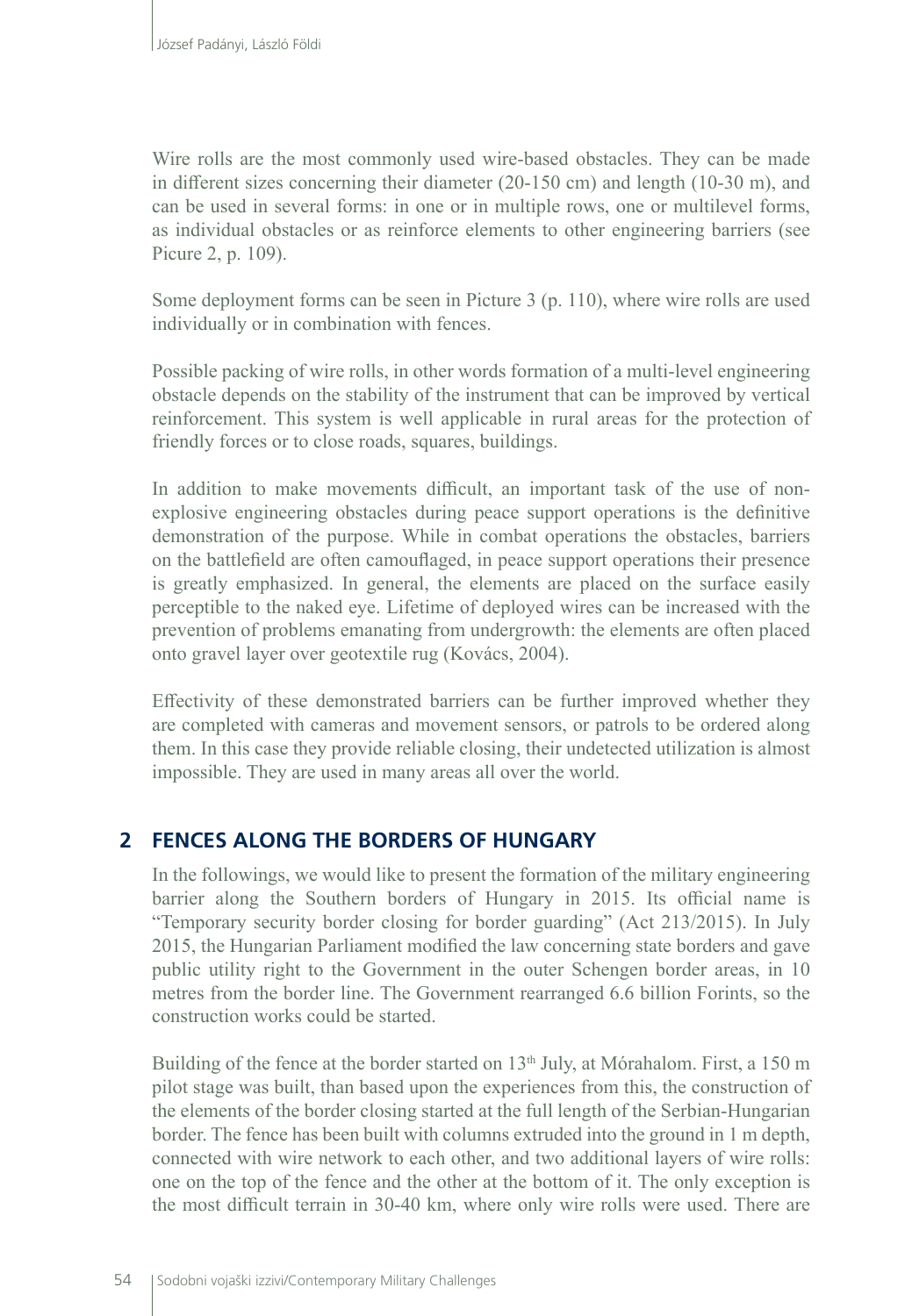Wire rolls are the most commonly used wire-based obstacles. They can be made in different sizes concerning their diameter (20-150 cm) and length (10-30 m), and can be used in several forms: in one or in multiple rows, one or multilevel forms, as individual obstacles or as reinforce elements to other engineering barriers (see Picure 2, p. 109).

Some deployment forms can be seen in Picture 3 (p. 110), where wire rolls are used individually or in combination with fences.

Possible packing of wire rolls, in other words formation of a multi-level engineering obstacle depends on the stability of the instrument that can be improved by vertical reinforcement. This system is well applicable in rural areas for the protection of friendly forces or to close roads, squares, buildings.

In addition to make movements difficult, an important task of the use of non-explosive engineering obstacles during peace support operations is the definitive demonstration of the purpose. While in combat operations the obstacles, barriers on the battlefield are often camouflaged, in peace support operations their presence is greatly emphasized. In general, the elements are placed on the surface easily perceptible to the naked eye. Lifetime of deployed wires can be increased with the prevention of problems emanating from undergrowth: the elements are often placed onto gravel layer over geotextile rug (Kovács, 2004).

Effectivity of these demonstrated barriers can be further improved whether they are completed with cameras and movement sensors, or patrols to be ordered along them. In this case they provide reliable closing, their undetected utilization is almost impossible. They are used in many areas all over the world.

## 2 FENCES ALONG THE BORDERS OF HUNGARY

In the followings, we would like to present the formation of the military engineering barrier along the Southern borders of Hungary in 2015. Its official name is "Temporary security border closing for border guarding" (Act 213/2015). In July 2015, the Hungarian Parliament modified the law concerning state borders and gave public utility right to the Government in the outer Schengen border areas, in 10 metres from the border line. The Government rearranged 6.6 billion Forints, so the construction works could be started.

Building of the fence at the border started on 13th July, at Mórahalom. First, a 150 m pilot stage was built, than based upon the experiences from this, the construction of the elements of the border closing started at the full length of the Serbian-Hungarian border. The fence has been built with columns extruded into the ground in 1 m depth, connected with wire network to each other, and two additional layers of wire rolls: one on the top of the fence and the other at the bottom of it. The only exception is the most difficult terrain in 30-40 km, where only wire rolls were used. There are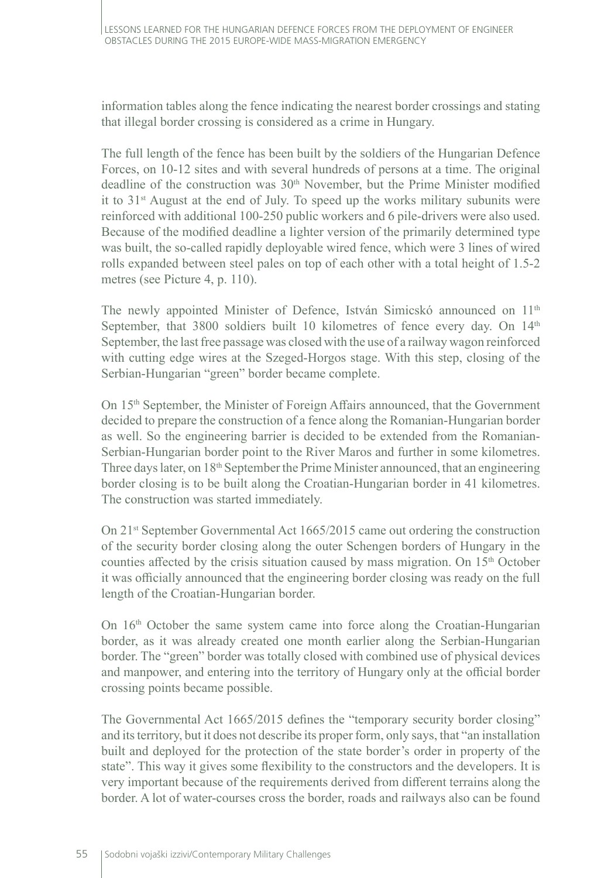information tables along the fence indicating the nearest border crossings and stating that illegal border crossing is considered as a crime in Hungary.

The full length of the fence has been built by the soldiers of the Hungarian Defence Forces, on 10-12 sites and with several hundreds of persons at a time. The original deadline of the construction was 30th November, but the Prime Minister modified it to 31st August at the end of July. To speed up the works military subunits were reinforced with additional 100-250 public workers and 6 pile-drivers were also used. Because of the modified deadline a lighter version of the primarily determined type was built, the so-called rapidly deployable wired fence, which were 3 lines of wired rolls expanded between steel pales on top of each other with a total height of 1.5-2 metres (see Picture 4, p. 110).

The newly appointed Minister of Defence, István Simicskó announced on 11th September, that 3800 soldiers built 10 kilometres of fence every day. On 14th September, the last free passage was closed with the use of a railway wagon reinforced with cutting edge wires at the Szeged-Horgos stage. With this step, closing of the Serbian-Hungarian "green" border became complete.

On 15th September, the Minister of Foreign Affairs announced, that the Government decided to prepare the construction of a fence along the Romanian-Hungarian border as well. So the engineering barrier is decided to be extended from the Romanian-Serbian-Hungarian border point to the River Maros and further in some kilometres. Three days later, on 18th September the Prime Minister announced, that an engineering border closing is to be built along the Croatian-Hungarian border in 41 kilometres. The construction was started immediately.

On 21st September Governmental Act 1665/2015 came out ordering the construction of the security border closing along the outer Schengen borders of Hungary in the counties affected by the crisis situation caused by mass migration. On 15th October it was officially announced that the engineering border closing was ready on the full length of the Croatian-Hungarian border.

On 16th October the same system came into force along the Croatian-Hungarian border, as it was already created one month earlier along the Serbian-Hungarian border. The "green" border was totally closed with combined use of physical devices and manpower, and entering into the territory of Hungary only at the official border crossing points became possible.

The Governmental Act 1665/2015 defines the "temporary security border closing" and its territory, but it does not describe its proper form, only says, that "an installation built and deployed for the protection of the state border's order in property of the state". This way it gives some flexibility to the constructors and the developers. It is very important because of the requirements derived from different terrains along the border. A lot of water-courses cross the border, roads and railways also can be found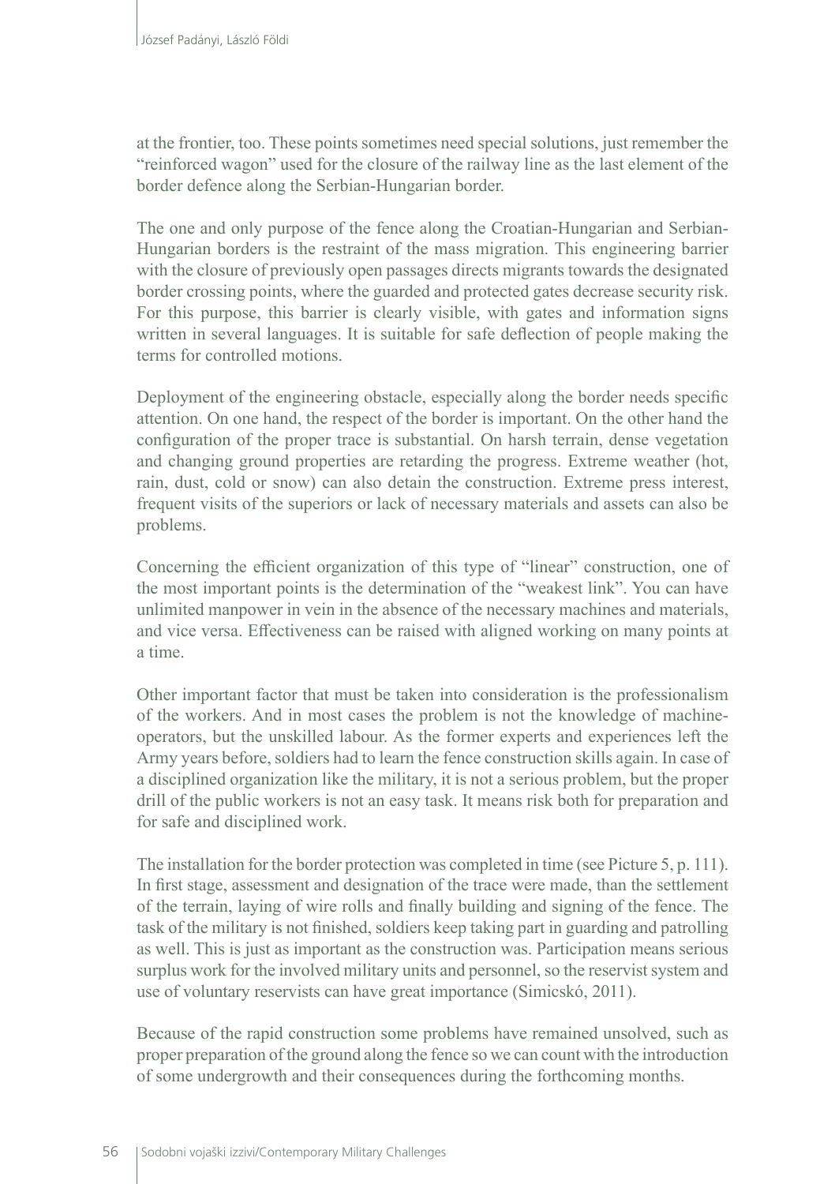at the frontier, too. These points sometimes need special solutions, just remember the "reinforced wagon" used for the closure of the railway line as the last element of the border defence along the Serbian-Hungarian border.

The one and only purpose of the fence along the Croatian-Hungarian and Serbian-Hungarian borders is the restraint of the mass migration. This engineering barrier with the closure of previously open passages directs migrants towards the designated border crossing points, where the guarded and protected gates decrease security risk. For this purpose, this barrier is clearly visible, with gates and information signs written in several languages. It is suitable for safe deflection of people making the terms for controlled motions.

Deployment of the engineering obstacle, especially along the border needs specific attention. On one hand, the respect of the border is important. On the other hand the configuration of the proper trace is substantial. On harsh terrain, dense vegetation and changing ground properties are retarding the progress. Extreme weather (hot, rain, dust, cold or snow) can also detain the construction. Extreme press interest, frequent visits of the superiors or lack of necessary materials and assets can also be problems.

Concerning the efficient organization of this type of "linear" construction, one of the most important points is the determination of the "weakest link". You can have unlimited manpower in vein in the absence of the necessary machines and materials, and vice versa. Effectiveness can be raised with aligned working on many points at a time.

Other important factor that must be taken into consideration is the professionalism of the workers. And in most cases the problem is not the knowledge of machine-operators, but the unskilled labour. As the former experts and experiences left the Army years before, soldiers had to learn the fence construction skills again. In case of a disciplined organization like the military, it is not a serious problem, but the proper drill of the public workers is not an easy task. It means risk both for preparation and for safe and disciplined work.

The installation for the border protection was completed in time (see Picture 5, p. 111). In first stage, assessment and designation of the trace were made, than the settlement of the terrain, laying of wire rolls and finally building and signing of the fence. The task of the military is not finished, soldiers keep taking part in guarding and patrolling as well. This is just as important as the construction was. Participation means serious surplus work for the involved military units and personnel, so the reservist system and use of voluntary reservists can have great importance (Simicskó, 2011).

Because of the rapid construction some problems have remained unsolved, such as proper preparation of the ground along the fence so we can count with the introduction of some undergrowth and their consequences during the forthcoming months.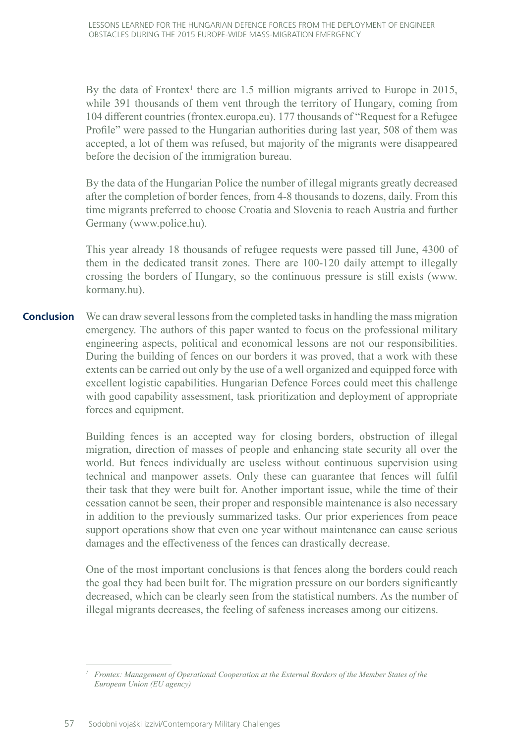By the data of Frontex[1] there are 1.5 million migrants arrived to Europe in 2015, while 391 thousands of them vent through the territory of Hungary, coming from 104 different countries (frontex.europa.eu). 177 thousands of "Request for a Refugee Profile" were passed to the Hungarian authorities during last year, 508 of them was accepted, a lot of them was refused, but majority of the migrants were disappeared before the decision of the immigration bureau.

By the data of the Hungarian Police the number of illegal migrants greatly decreased after the completion of border fences, from 4-8 thousands to dozens, daily. From this time migrants preferred to choose Croatia and Slovenia to reach Austria and further Germany (www.police.hu).

This year already 18 thousands of refugee requests were passed till June, 4300 of them in the dedicated transit zones. There are 100-120 daily attempt to illegally crossing the borders of Hungary, so the continuous pressure is still exists (www.kormany.hu).

## Conclusion

We can draw several lessons from the completed tasks in handling the mass migration emergency. The authors of this paper wanted to focus on the professional military engineering aspects, political and economical lessons are not our responsibilities. During the building of fences on our borders it was proved, that a work with these extents can be carried out only by the use of a well organized and equipped force with excellent logistic capabilities. Hungarian Defence Forces could meet this challenge with good capability assessment, task prioritization and deployment of appropriate forces and equipment.

Building fences is an accepted way for closing borders, obstruction of illegal migration, direction of masses of people and enhancing state security all over the world. But fences individually are useless without continuous supervision using technical and manpower assets. Only these can guarantee that fences will fulfil their task that they were built for. Another important issue, while the time of their cessation cannot be seen, their proper and responsible maintenance is also necessary in addition to the previously summarized tasks. Our prior experiences from peace support operations show that even one year without maintenance can cause serious damages and the effectiveness of the fences can drastically decrease.

One of the most important conclusions is that fences along the borders could reach the goal they had been built for. The migration pressure on our borders significantly decreased, which can be clearly seen from the statistical numbers. As the number of illegal migrants decreases, the feeling of safeness increases among our citizens.

---

[1] *Frontex: Management of Operational Cooperation at the External Borders of the Member States of the European Union (EU agency)*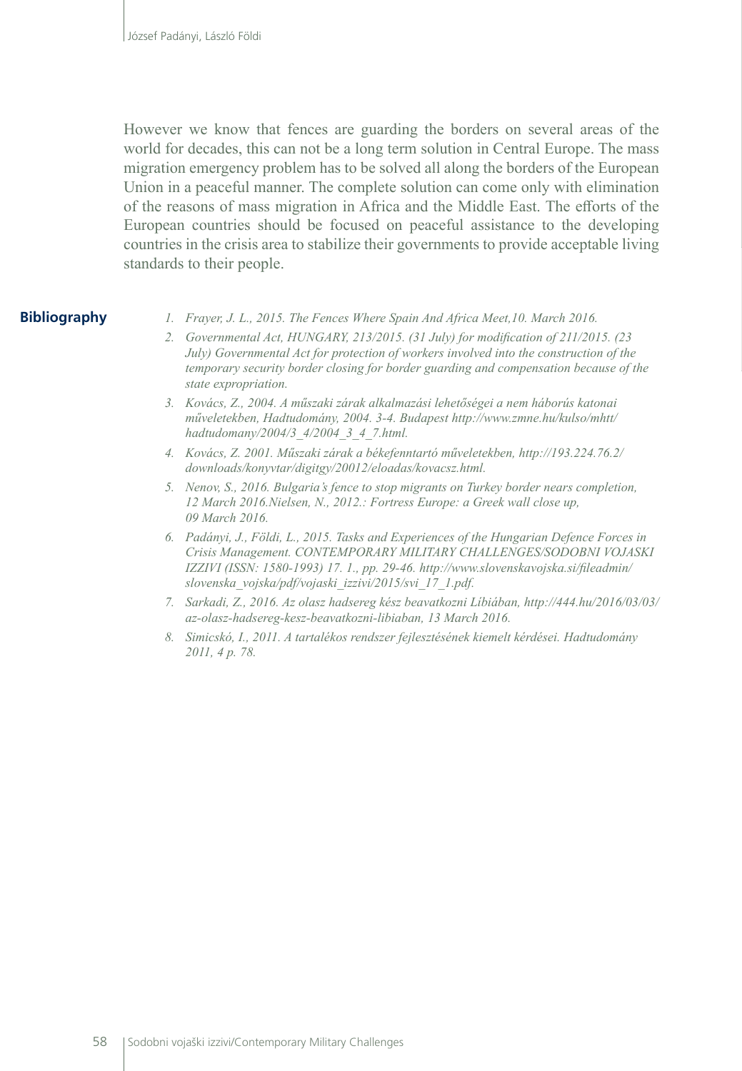However we know that fences are guarding the borders on several areas of the world for decades, this can not be a long term solution in Central Europe. The mass migration emergency problem has to be solved all along the borders of the European Union in a peaceful manner. The complete solution can come only with elimination of the reasons of mass migration in Africa and the Middle East. The efforts of the European countries should be focused on peaceful assistance to the developing countries in the crisis area to stabilize their governments to provide acceptable living standards to their people.

## Bibliography

1. *Frayer, J. L., 2015. The Fences Where Spain And Africa Meet,10. March 2016.*
2. *Governmental Act, HUNGARY, 213/2015. (31 July) for modification of 211/2015. (23 July) Governmental Act for protection of workers involved into the construction of the temporary security border closing for border guarding and compensation because of the state expropriation.*
3. *Kovács, Z., 2004. A műszaki zárak alkalmazási lehetőségei a nem háborús katonai műveletekben, Hadtudomány, 2004. 3-4. Budapest http://www.zmne.hu/kulso/mhtt/hadtudomany/2004/3_4/2004_3_4_7.html.*
4. *Kovács, Z. 2001. Műszaki zárak a békefenntartó műveletekben, http://193.224.76.2/downloads/konyvtar/digitgy/20012/eloadas/kovacsz.html.*
5. *Nenov, S., 2016. Bulgaria's fence to stop migrants on Turkey border nears completion, 12 March 2016.Nielsen, N., 2012.: Fortress Europe: a Greek wall close up, 09 March 2016.*
6. *Padányi, J., Földi, L., 2015. Tasks and Experiences of the Hungarian Defence Forces in Crisis Management. CONTEMPORARY MILITARY CHALLENGES/SODOBNI VOJASKI IZZIVI (ISSN: 1580-1993) 17. 1., pp. 29-46. http://www.slovenskavojska.si/fileadmin/slovenska_vojska/pdf/vojaski_izzivi/2015/svi_17_1.pdf.*
7. *Sarkadi, Z., 2016. Az olasz hadsereg kész beavatkozni Líbiában, http://444.hu/2016/03/03/az-olasz-hadsereg-kesz-beavatkozni-libiaban, 13 March 2016.*
8. *Simicskó, I., 2011. A tartalékos rendszer fejlesztésének kiemelt kérdései. Hadtudomány 2011, 4 p. 78.*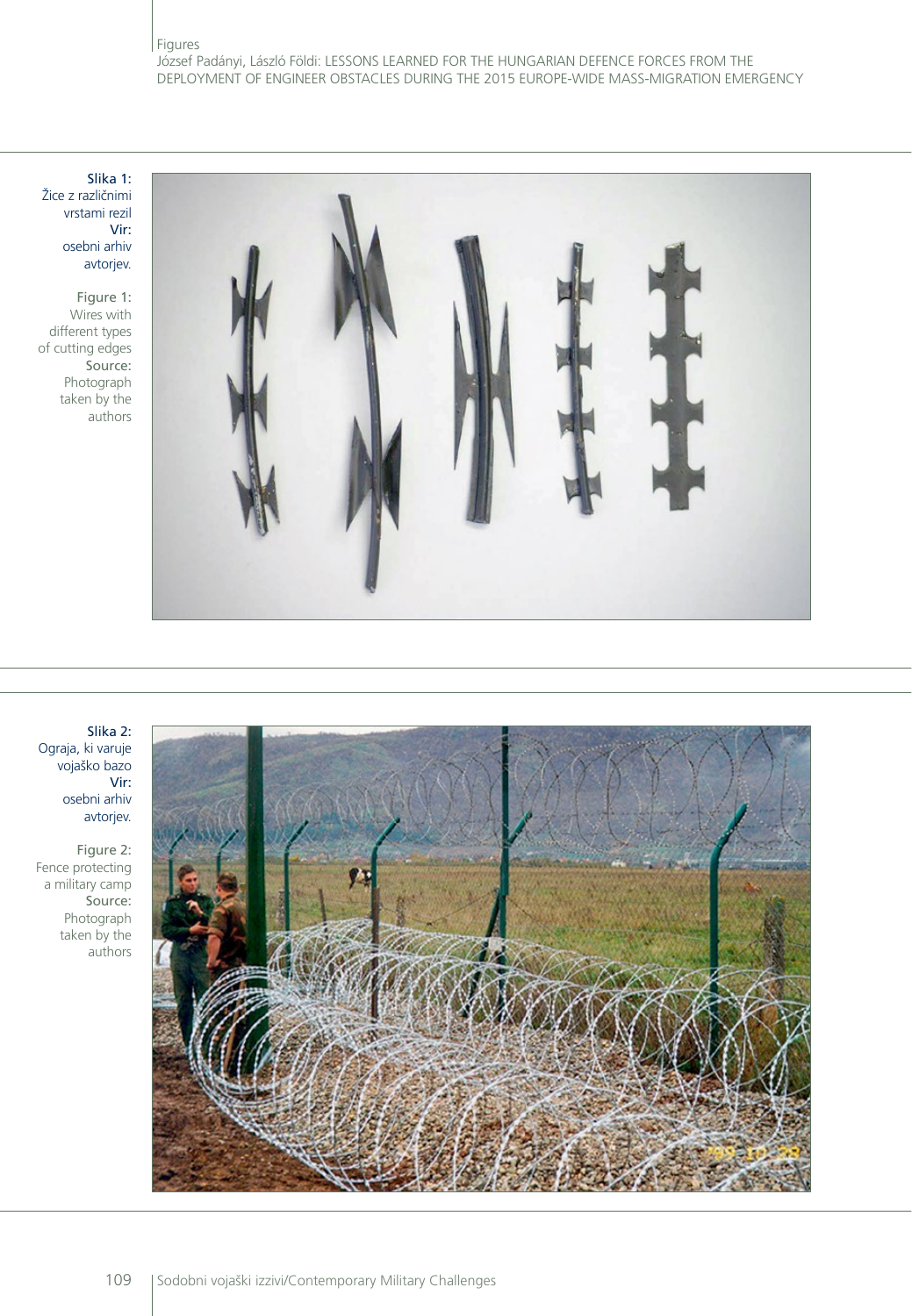**Slika 1:** Žice z različnimi vrstami rezil
**Vir:** osebni arhiv avtorjev.

Figure 1: Wires with different types of cutting edges
Source: Photograph taken by the authors

**Slika 2:** Ograja, ki varuje vojaško bazo
**Vir:** osebni arhiv avtorjev.

Figure 2: Fence protecting a military camp
Source: Photograph taken by the authors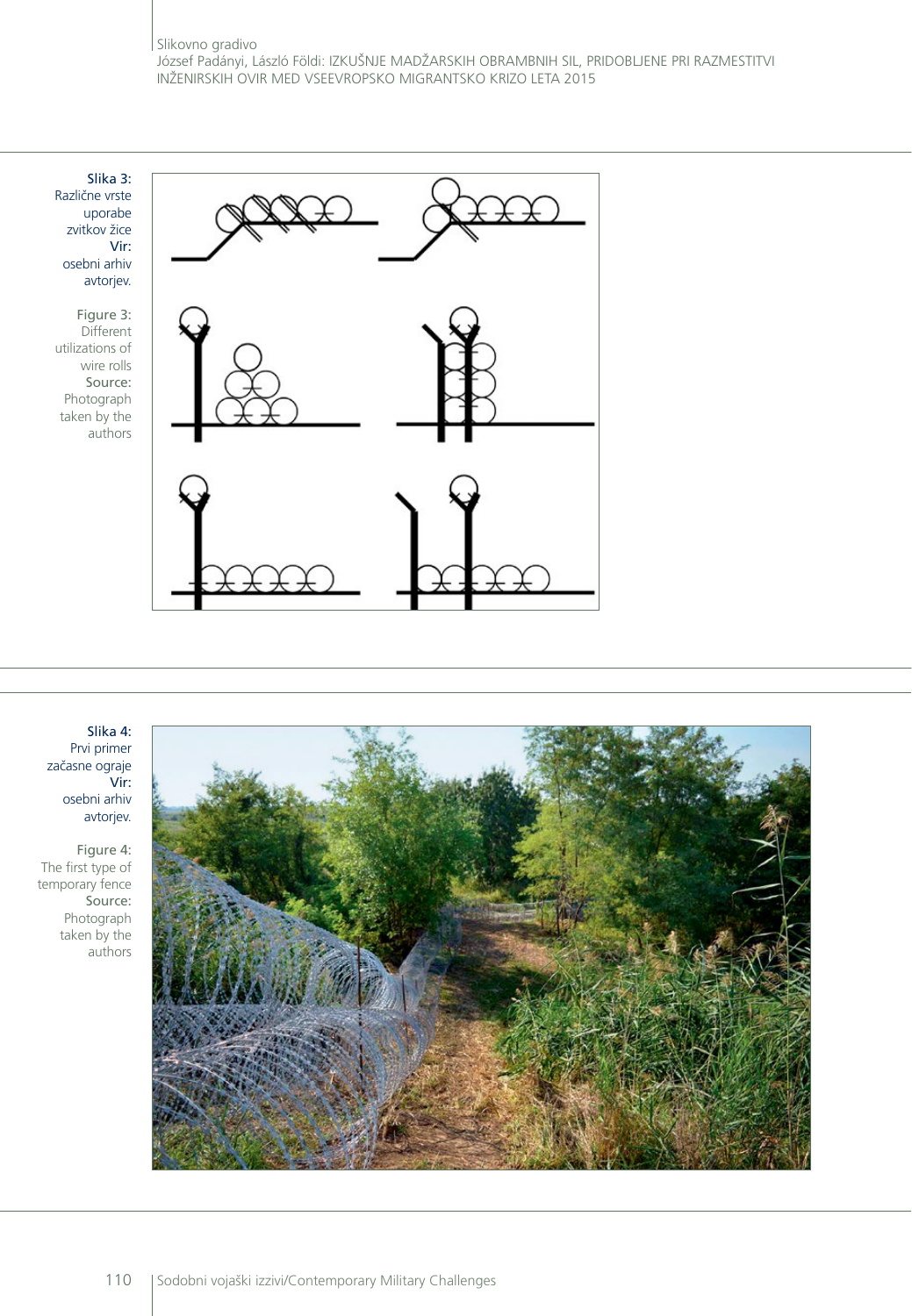**Slika 3:** Različne vrste uporabe zvitkov žice **Vir:** osebni arhiv avtorjev.

Figure 3: Different utilizations of wire rolls Source: Photograph taken by the authors

**Slika 4:** Prvi primer začasne ograje **Vir:** osebni arhiv avtorjev.

Figure 4: The first type of temporary fence Source: Photograph taken by the authors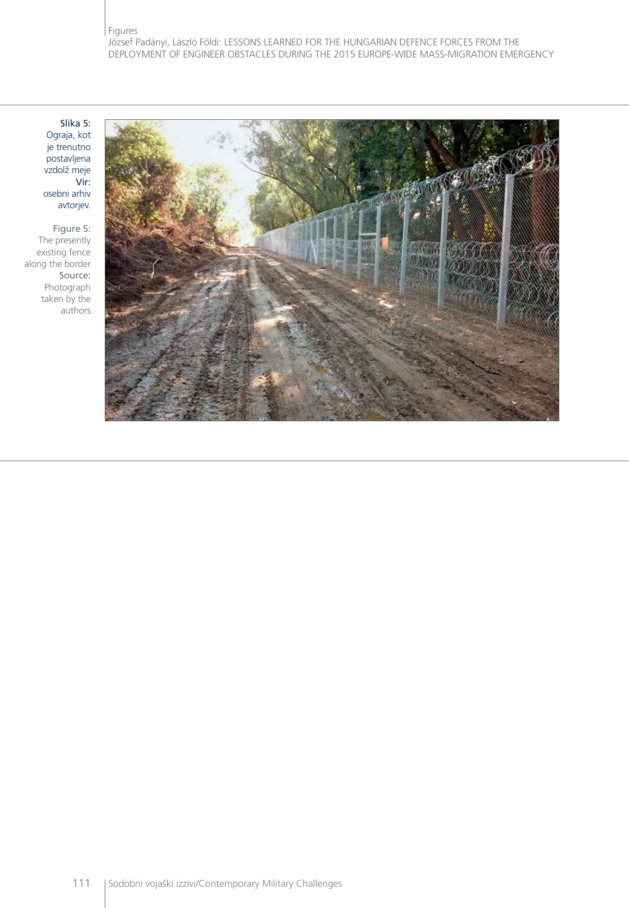Slika 5: Ograja, kot je trenutno postavljena vzdolž meje
Vir: osebni arhiv avtorjev.

Figure 5: The presently existing fence along the border
Source: Photograph taken by the authors